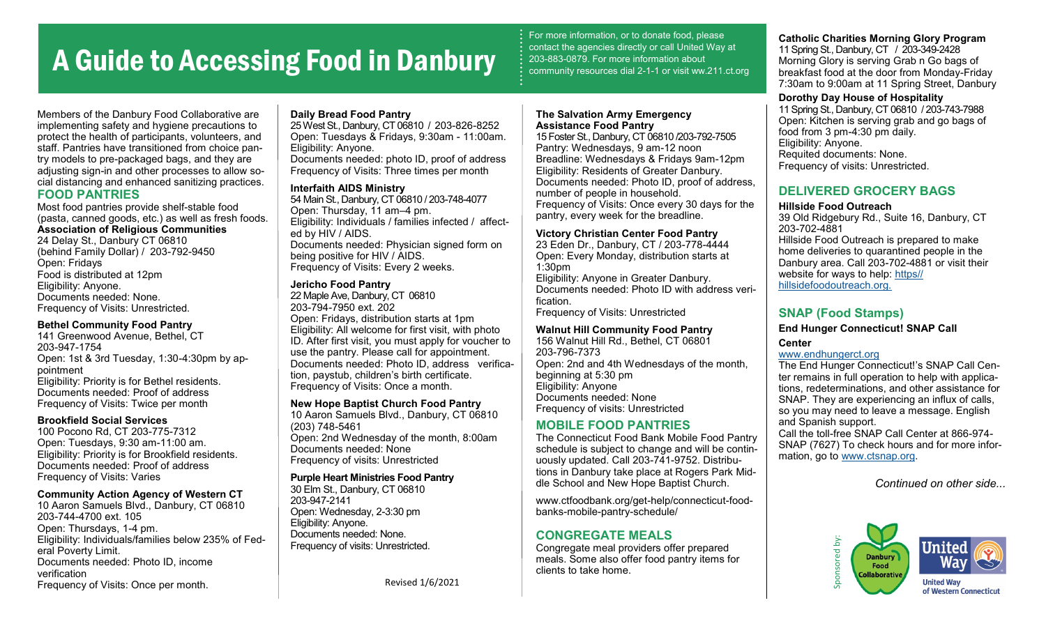# A Guide to Accessing Food in Danbury

For more information, or to donate food, please contact the agencies directly or call United Way at 203-883-0879. For more information about community resources dial 2-1-1 or visit ww.211.ct.org

Members of the Danbury Food Collaborative are implementing safety and hygiene precautions to protect the health of participants, volunteers, and staff. Pantries have transitioned from choice pantry models to pre-packaged bags, and they are adjusting sign-in and other processes to allow social distancing and enhanced sanitizing practices.

## FOOD PANTRIES

Most food pantries provide shelf-stable food (pasta, canned goods, etc.) as well as fresh foods.

**Association of Religious Communities**
24 Delay St., Danbury CT 06810
(behind Family Dollar) / 203-792-9450
Open: Fridays
Food is distributed at 12pm
Eligibility: Anyone.
Documents needed: None.
Frequency of Visits: Unrestricted.

**Bethel Community Food Pantry**
141 Greenwood Avenue, Bethel, CT
203-947-1754
Open: 1st & 3rd Tuesday, 1:30-4:30pm by appointment
Eligibility: Priority is for Bethel residents.
Documents needed: Proof of address
Frequency of Visits: Twice per month

**Brookfield Social Services**
100 Pocono Rd, CT 203-775-7312
Open: Tuesdays, 9:30 am-11:00 am.
Eligibility: Priority is for Brookfield residents.
Documents needed: Proof of address
Frequency of Visits: Varies

**Community Action Agency of Western CT**
10 Aaron Samuels Blvd., Danbury, CT 06810
203-744-4700 ext. 105
Open: Thursdays, 1-4 pm.
Eligibility: Individuals/families below 235% of Federal Poverty Limit.
Documents needed: Photo ID, income verification
Frequency of Visits: Once per month.

**Daily Bread Food Pantry**
25 West St., Danbury, CT 06810 / 203-826-8252
Open: Tuesdays & Fridays, 9:30am - 11:00am.
Eligibility: Anyone.
Documents needed: photo ID, proof of address
Frequency of Visits: Three times per month

**Interfaith AIDS Ministry**
54 Main St., Danbury, CT 06810 / 203-748-4077
Open: Thursday, 11 am–4 pm.
Eligibility: Individuals / families infected / affected by HIV / AIDS.
Documents needed: Physician signed form on being positive for HIV / AIDS.
Frequency of Visits: Every 2 weeks.

**Jericho Food Pantry**
22 Maple Ave, Danbury, CT 06810
203-794-7950 ext. 202
Open: Fridays, distribution starts at 1pm
Eligibility: All welcome for first visit, with photo ID. After first visit, you must apply for voucher to use the pantry. Please call for appointment.
Documents needed: Photo ID, address verification, paystub, children's birth certificate.
Frequency of Visits: Once a month.

**New Hope Baptist Church Food Pantry**
10 Aaron Samuels Blvd., Danbury, CT 06810
(203) 748-5461
Open: 2nd Wednesday of the month, 8:00am
Documents needed: None
Frequency of visits: Unrestricted

**Purple Heart Ministries Food Pantry**
30 Elm St., Danbury, CT 06810
203-947-2141
Open: Wednesday, 2-3:30 pm
Eligibility: Anyone.
Documents needed: None.
Frequency of visits: Unrestricted.

Revised 1/6/2021

**The Salvation Army Emergency Assistance Food Pantry**
15 Foster St., Danbury, CT 06810 /203-792-7505
Pantry: Wednesdays, 9 am-12 noon
Breadline: Wednesdays & Fridays 9am-12pm
Eligibility: Residents of Greater Danbury.
Documents needed: Photo ID, proof of address, number of people in household.
Frequency of Visits: Once every 30 days for the pantry, every week for the breadline.

**Victory Christian Center Food Pantry**
23 Eden Dr., Danbury, CT / 203-778-4444
Open: Every Monday, distribution starts at 1:30pm
Eligibility: Anyone in Greater Danbury.
Documents needed: Photo ID with address verification.
Frequency of Visits: Unrestricted

**Walnut Hill Community Food Pantry**
156 Walnut Hill Rd., Bethel, CT 06801
203-796-7373
Open: 2nd and 4th Wednesdays of the month, beginning at 5:30 pm
Eligibility: Anyone
Documents needed: None
Frequency of visits: Unrestricted

## MOBILE FOOD PANTRIES

The Connecticut Food Bank Mobile Food Pantry schedule is subject to change and will be continuously updated. Call 203-741-9752. Distributions in Danbury take place at Rogers Park Middle School and New Hope Baptist Church.

www.ctfoodbank.org/get-help/connecticut-food-banks-mobile-pantry-schedule/

## CONGREGATE MEALS

Congregate meal providers offer prepared meals. Some also offer food pantry items for clients to take home.

**Catholic Charities Morning Glory Program**
11 Spring St., Danbury, CT / 203-349-2428
Morning Glory is serving Grab n Go bags of breakfast food at the door from Monday-Friday 7:30am to 9:00am at 11 Spring Street, Danbury

**Dorothy Day House of Hospitality**
11 Spring St., Danbury, CT 06810 / 203-743-7988
Open: Kitchen is serving grab and go bags of food from 3 pm-4:30 pm daily.
Eligibility: Anyone.
Requited documents: None.
Frequency of visits: Unrestricted.

## DELIVERED GROCERY BAGS

**Hillside Food Outreach**
39 Old Ridgebury Rd., Suite 16, Danbury, CT
203-702-4881
Hillside Food Outreach is prepared to make home deliveries to quarantined people in the Danbury area. Call 203-702-4881 or visit their website for ways to help: https://hillsidefoodoutreach.org.

## SNAP (Food Stamps)

**End Hunger Connecticut! SNAP Call Center**
www.endhungerct.org
The End Hunger Connecticut!'s SNAP Call Center remains in full operation to help with applications, redeterminations, and other assistance for SNAP. They are experiencing an influx of calls, so you may need to leave a message. English and Spanish support.
Call the toll-free SNAP Call Center at 866-974-SNAP (7627) To check hours and for more information, go to www.ctsnap.org.

*Continued on other side...*

Sponsored by: Danbury Food Collaborative, United Way of Western Connecticut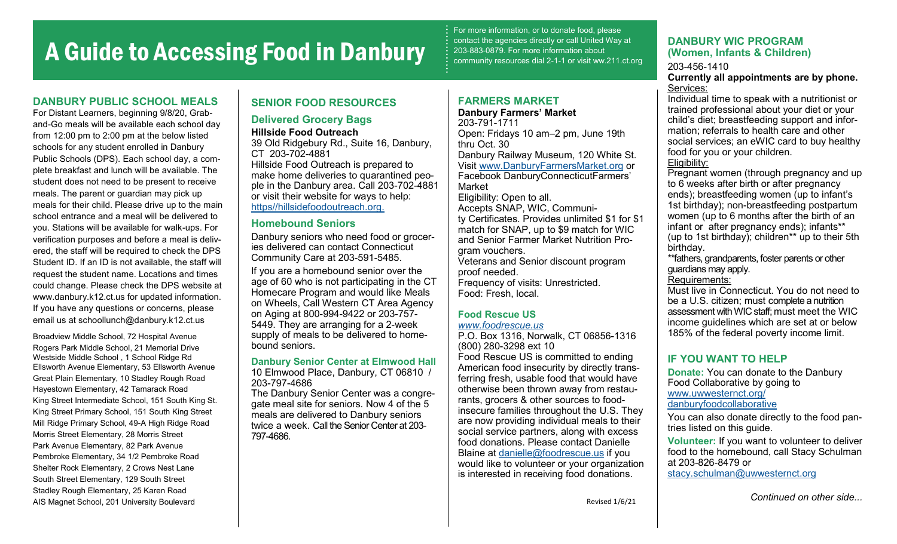# A Guide to Accessing Food in Danbury

For more information, or to donate food, please contact the agencies directly or call United Way at 203-883-0879. For more information about community resources dial 2-1-1 or visit ww.211.ct.org

## DANBURY PUBLIC SCHOOL MEALS

For Distant Learners, beginning 9/8/20, Grab-and-Go meals will be available each school day from 12:00 pm to 2:00 pm at the below listed schools for any student enrolled in Danbury Public Schools (DPS). Each school day, a complete breakfast and lunch will be available. The student does not need to be present to receive meals. The parent or guardian may pick up meals for their child. Please drive up to the main school entrance and a meal will be delivered to you. Stations will be available for walk-ups. For verification purposes and before a meal is delivered, the staff will be required to check the DPS Student ID. If an ID is not available, the staff will request the student name. Locations and times could change. Please check the DPS website at www.danbury.k12.ct.us for updated information. If you have any questions or concerns, please email us at schoollunch@danbury.k12.ct.us

Broadview Middle School, 72 Hospital Avenue
Rogers Park Middle School, 21 Memorial Drive
Westside Middle School , 1 School Ridge Rd
Ellsworth Avenue Elementary, 53 Ellsworth Avenue
Great Plain Elementary, 10 Stadley Rough Road
Hayestown Elementary, 42 Tamarack Road
King Street Intermediate School, 151 South King St.
King Street Primary School, 151 South King Street
Mill Ridge Primary School, 49-A High Ridge Road
Morris Street Elementary, 28 Morris Street
Park Avenue Elementary, 82 Park Avenue
Pembroke Elementary, 34 1/2 Pembroke Road
Shelter Rock Elementary, 2 Crows Nest Lane
South Street Elementary, 129 South Street
Stadley Rough Elementary, 25 Karen Road
AIS Magnet School, 201 University Boulevard

## SENIOR FOOD RESOURCES

### Delivered Grocery Bags

**Hillside Food Outreach**
39 Old Ridgebury Rd., Suite 16, Danbury, CT 203-702-4881
Hillside Food Outreach is prepared to make home deliveries to quarantined people in the Danbury area. Call 203-702-4881 or visit their website for ways to help: https//hillsidefoodoutreach.org.

### Homebound Seniors

Danbury seniors who need food or groceries delivered can contact Connecticut Community Care at 203-591-5485.

If you are a homebound senior over the age of 60 who is not participating in the CT Homecare Program and would like Meals on Wheels, Call Western CT Area Agency on Aging at 800-994-9422 or 203-757-5449. They are arranging for a 2-week supply of meals to be delivered to homebound seniors.

### Danbury Senior Center at Elmwood Hall

10 Elmwood Place, Danbury, CT 06810 / 203-797-4686
The Danbury Senior Center was a congregate meal site for seniors. Now 4 of the 5 meals are delivered to Danbury seniors twice a week. Call the Senior Center at 203-797-4686.

## FARMERS MARKET

**Danbury Farmers' Market**
203-791-1711
Open: Fridays 10 am–2 pm, June 19th thru Oct. 30
Danbury Railway Museum, 120 White St.
Visit www.DanburyFarmersMarket.org or Facebook DanburyConnecticutFarmers' Market
Eligibility: Open to all.
Accepts SNAP, WIC, Community Certificates. Provides unlimited $1 for $1 match for SNAP, up to $9 match for WIC and Senior Farmer Market Nutrition Program vouchers.
Veterans and Senior discount program proof needed.
Frequency of visits: Unrestricted.
Food: Fresh, local.

### Food Rescue US

*www.foodrescue.us*
P.O. Box 1316, Norwalk, CT 06856-1316
(800) 280-3298 ext 10
Food Rescue US is committed to ending American food insecurity by directly transferring fresh, usable food that would have otherwise been thrown away from restaurants, grocers & other sources to food-insecure families throughout the U.S. They are now providing individual meals to their social service partners, along with excess food donations. Please contact Danielle Blaine at danielle@foodrescue.us if you would like to volunteer or your organization is interested in receiving food donations.

Revised 1/6/21

## DANBURY WIC PROGRAM (Women, Infants & Children)

203-456-1410
**Currently all appointments are by phone.**

Services:
Individual time to speak with a nutritionist or trained professional about your diet or your child's diet; breastfeeding support and information; referrals to health care and other social services; an eWIC card to buy healthy food for you or your children.

Eligibility:
Pregnant women (through pregnancy and up to 6 weeks after birth or after pregnancy ends); breastfeeding women (up to infant's 1st birthday); non-breastfeeding postpartum women (up to 6 months after the birth of an infant or after pregnancy ends); infants** (up to 1st birthday); children** up to their 5th birthday.
**fathers, grandparents, foster parents or other guardians may apply.

Requirements:
Must live in Connecticut. You do not need to be a U.S. citizen; must complete a nutrition assessment with WIC staff; must meet the WIC income guidelines which are set at or below 185% of the federal poverty income limit.

## IF YOU WANT TO HELP

**Donate:** You can donate to the Danbury Food Collaborative by going to www.uwwesternct.org/danburyfoodcollaborative

You can also donate directly to the food pantries listed on this guide.

**Volunteer:** If you want to volunteer to deliver food to the homebound, call Stacy Schulman at 203-826-8479 or stacy.schulman@uwwesternct.org

*Continued on other side...*